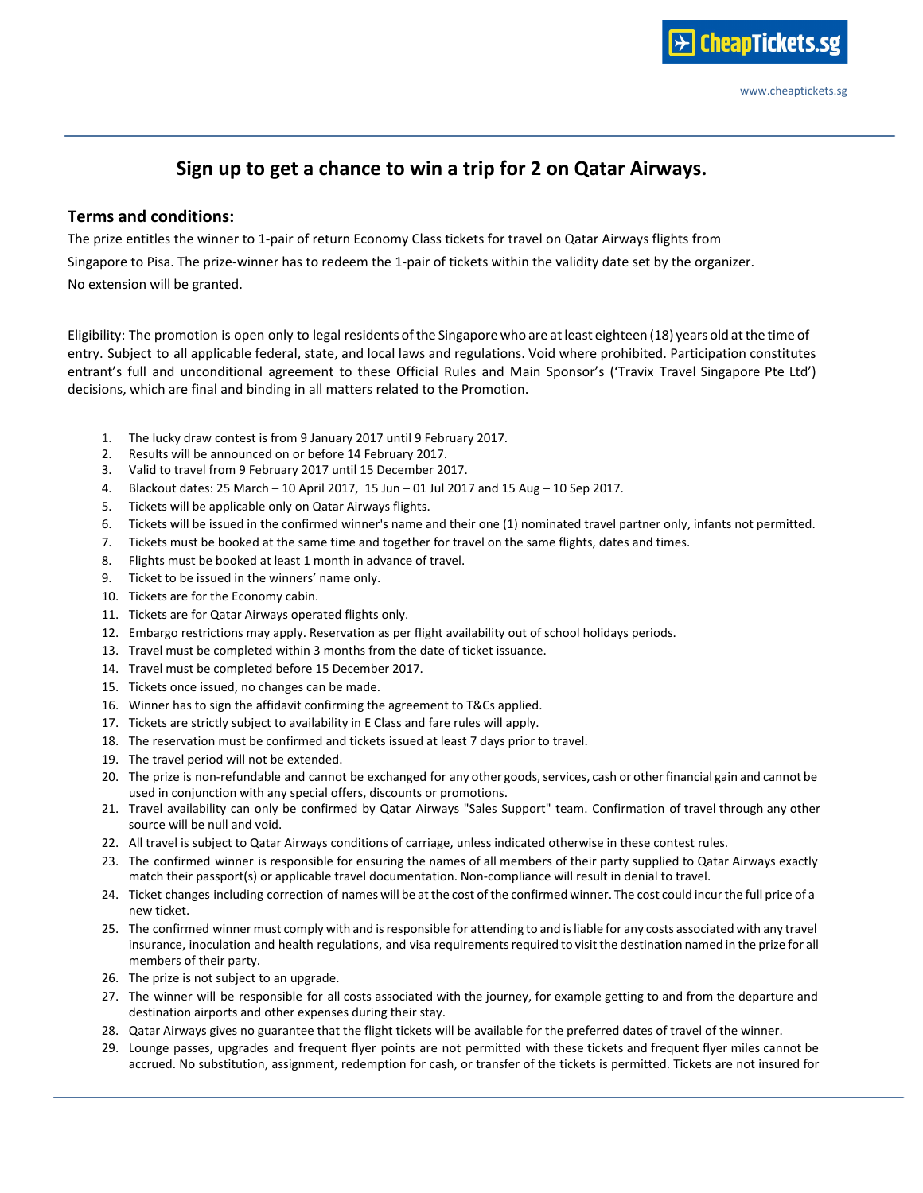CheapTickets.sg

www.cheaptickets.sg

## Sign up to get a chance to win a trip for 2 on Qatar Airways.

### Terms and conditions:

The prize entitles the winner to 1-pair of return Economy Class tickets for travel on Qatar Airways flights from Singapore to Pisa. The prize-winner has to redeem the 1-pair of tickets within the validity date set by the organizer. No extension will be granted.

Eligibility: The promotion is open only to legal residents of the Singapore who are at least eighteen (18) years old at the time of entry. Subject to all applicable federal, state, and local laws and regulations. Void where prohibited. Participation constitutes entrant's full and unconditional agreement to these Official Rules and Main Sponsor's ('Travix Travel Singapore Pte Ltd') decisions, which are final and binding in all matters related to the Promotion.

1. The lucky draw contest is from 9 January 2017 until 9 February 2017.
2. Results will be announced on or before 14 February 2017.
3. Valid to travel from 9 February 2017 until 15 December 2017.
4. Blackout dates: 25 March – 10 April 2017, 15 Jun – 01 Jul 2017 and 15 Aug – 10 Sep 2017.
5. Tickets will be applicable only on Qatar Airways flights.
6. Tickets will be issued in the confirmed winner's name and their one (1) nominated travel partner only, infants not permitted.
7. Tickets must be booked at the same time and together for travel on the same flights, dates and times.
8. Flights must be booked at least 1 month in advance of travel.
9. Ticket to be issued in the winners' name only.
10. Tickets are for the Economy cabin.
11. Tickets are for Qatar Airways operated flights only.
12. Embargo restrictions may apply. Reservation as per flight availability out of school holidays periods.
13. Travel must be completed within 3 months from the date of ticket issuance.
14. Travel must be completed before 15 December 2017.
15. Tickets once issued, no changes can be made.
16. Winner has to sign the affidavit confirming the agreement to T&Cs applied.
17. Tickets are strictly subject to availability in E Class and fare rules will apply.
18. The reservation must be confirmed and tickets issued at least 7 days prior to travel.
19. The travel period will not be extended.
20. The prize is non-refundable and cannot be exchanged for any other goods, services, cash or other financial gain and cannot be used in conjunction with any special offers, discounts or promotions.
21. Travel availability can only be confirmed by Qatar Airways "Sales Support" team. Confirmation of travel through any other source will be null and void.
22. All travel is subject to Qatar Airways conditions of carriage, unless indicated otherwise in these contest rules.
23. The confirmed winner is responsible for ensuring the names of all members of their party supplied to Qatar Airways exactly match their passport(s) or applicable travel documentation. Non-compliance will result in denial to travel.
24. Ticket changes including correction of names will be at the cost of the confirmed winner. The cost could incur the full price of a new ticket.
25. The confirmed winner must comply with and is responsible for attending to and is liable for any costs associated with any travel insurance, inoculation and health regulations, and visa requirements required to visit the destination named in the prize for all members of their party.
26. The prize is not subject to an upgrade.
27. The winner will be responsible for all costs associated with the journey, for example getting to and from the departure and destination airports and other expenses during their stay.
28. Qatar Airways gives no guarantee that the flight tickets will be available for the preferred dates of travel of the winner.
29. Lounge passes, upgrades and frequent flyer points are not permitted with these tickets and frequent flyer miles cannot be accrued. No substitution, assignment, redemption for cash, or transfer of the tickets is permitted. Tickets are not insured for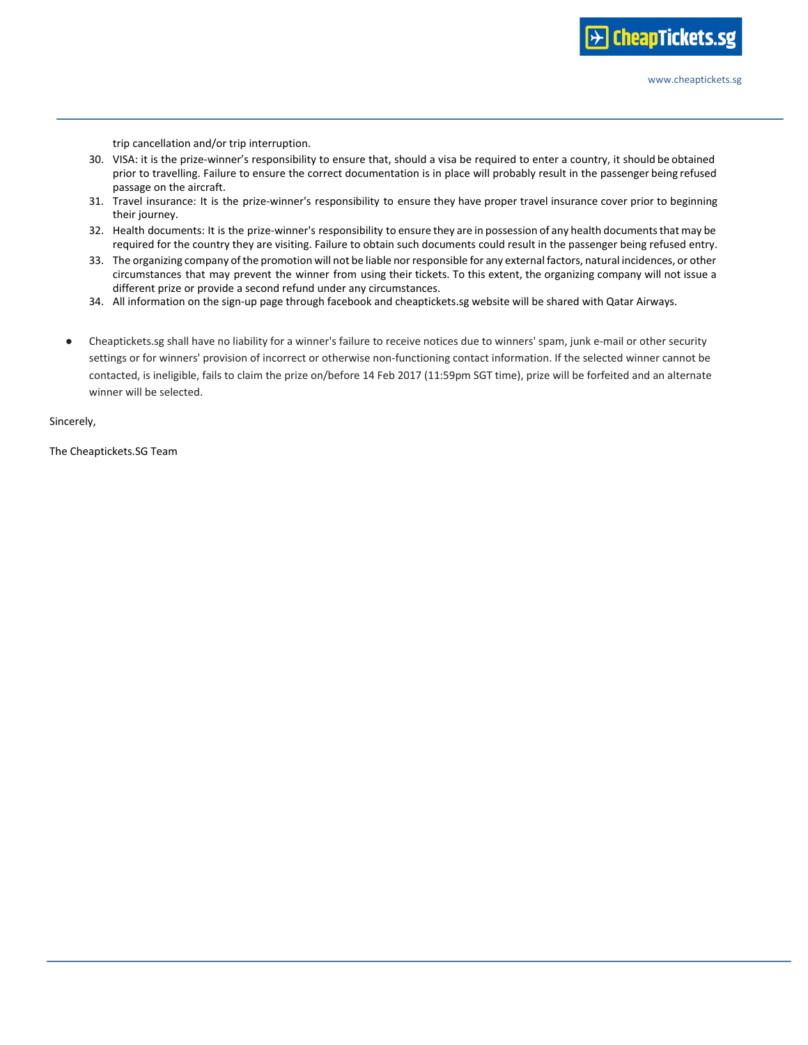trip cancellation and/or trip interruption.

30. VISA: it is the prize-winner's responsibility to ensure that, should a visa be required to enter a country, it should be obtained prior to travelling. Failure to ensure the correct documentation is in place will probably result in the passenger being refused passage on the aircraft.
31. Travel insurance: It is the prize-winner's responsibility to ensure they have proper travel insurance cover prior to beginning their journey.
32. Health documents: It is the prize-winner's responsibility to ensure they are in possession of any health documents that may be required for the country they are visiting. Failure to obtain such documents could result in the passenger being refused entry.
33. The organizing company of the promotion will not be liable nor responsible for any external factors, natural incidences, or other circumstances that may prevent the winner from using their tickets. To this extent, the organizing company will not issue a different prize or provide a second refund under any circumstances.
34. All information on the sign-up page through facebook and cheaptickets.sg website will be shared with Qatar Airways.

- Cheaptickets.sg shall have no liability for a winner's failure to receive notices due to winners' spam, junk e-mail or other security settings or for winners' provision of incorrect or otherwise non-functioning contact information. If the selected winner cannot be contacted, is ineligible, fails to claim the prize on/before 14 Feb 2017 (11:59pm SGT time), prize will be forfeited and an alternate winner will be selected.

Sincerely,

The Cheaptickets.SG Team